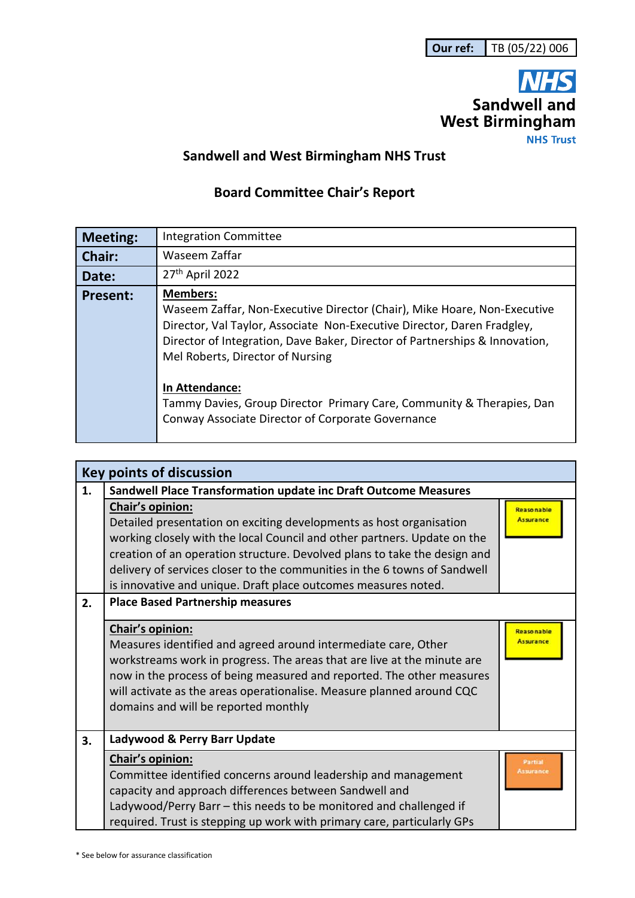| Our ref: | TB (05/22) 006 |
|---|---|

**NHS**
**Sandwell and West Birmingham**
**NHS Trust**

## Sandwell and West Birmingham NHS Trust

## Board Committee Chair's Report

| **Meeting:** | Integration Committee |
|---|---|
| **Chair:** | Waseem Zaffar |
| **Date:** | 27th April 2022 |
| **Present:** | **Members:** Waseem Zaffar, Non-Executive Director (Chair), Mike Hoare, Non-Executive Director, Val Taylor, Associate Non-Executive Director, Daren Fradgley, Director of Integration, Dave Baker, Director of Partnerships & Innovation, Mel Roberts, Director of Nursing<br><br>**In Attendance:** Tammy Davies, Group Director Primary Care, Community & Therapies, Dan Conway Associate Director of Corporate Governance |

| **Key points of discussion** | | |
|---|---|---|
| **1.** | **Sandwell Place Transformation update inc Draft Outcome Measures** | |
| | **Chair's opinion:** Detailed presentation on exciting developments as host organisation working closely with the local Council and other partners. Update on the creation of an operation structure. Devolved plans to take the design and delivery of services closer to the communities in the 6 towns of Sandwell is innovative and unique. Draft place outcomes measures noted. | Reasonable Assurance |
| **2.** | **Place Based Partnership measures** | |
| | **Chair's opinion:** Measures identified and agreed around intermediate care, Other workstreams work in progress. The areas that are live at the minute are now in the process of being measured and reported. The other measures will activate as the areas operationalise. Measure planned around CQC domains and will be reported monthly | Reasonable Assurance |
| **3.** | **Ladywood & Perry Barr Update** | |
| | **Chair's opinion:** Committee identified concerns around leadership and management capacity and approach differences between Sandwell and Ladywood/Perry Barr – this needs to be monitored and challenged if required. Trust is stepping up work with primary care, particularly GPs | Partial Assurance |

\* See below for assurance classification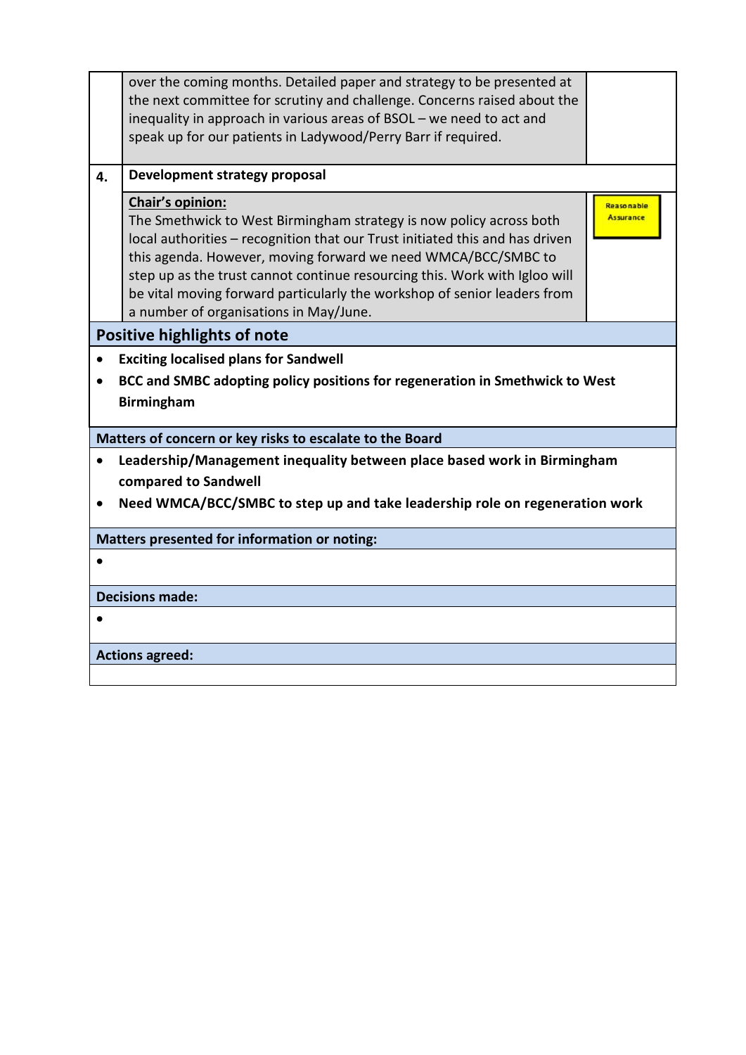| | | |
|---|---|---|
| | over the coming months. Detailed paper and strategy to be presented at the next committee for scrutiny and challenge. Concerns raised about the inequality in approach in various areas of BSOL – we need to act and speak up for our patients in Ladywood/Perry Barr if required. | |
| **4.** | **Development strategy proposal** | |
| | **Chair's opinion:** The Smethwick to West Birmingham strategy is now policy across both local authorities – recognition that our Trust initiated this and has driven this agenda. However, moving forward we need WMCA/BCC/SMBC to step up as the trust cannot continue resourcing this. Work with Igloo will be vital moving forward particularly the workshop of senior leaders from a number of organisations in May/June. | Reasonable Assurance |

## Positive highlights of note

- **Exciting localised plans for Sandwell**
- **BCC and SMBC adopting policy positions for regeneration in Smethwick to West Birmingham**

**Matters of concern or key risks to escalate to the Board**

- **Leadership/Management inequality between place based work in Birmingham compared to Sandwell**
- **Need WMCA/BCC/SMBC to step up and take leadership role on regeneration work**

**Matters presented for information or noting:**

-

**Decisions made:**

-

**Actions agreed:**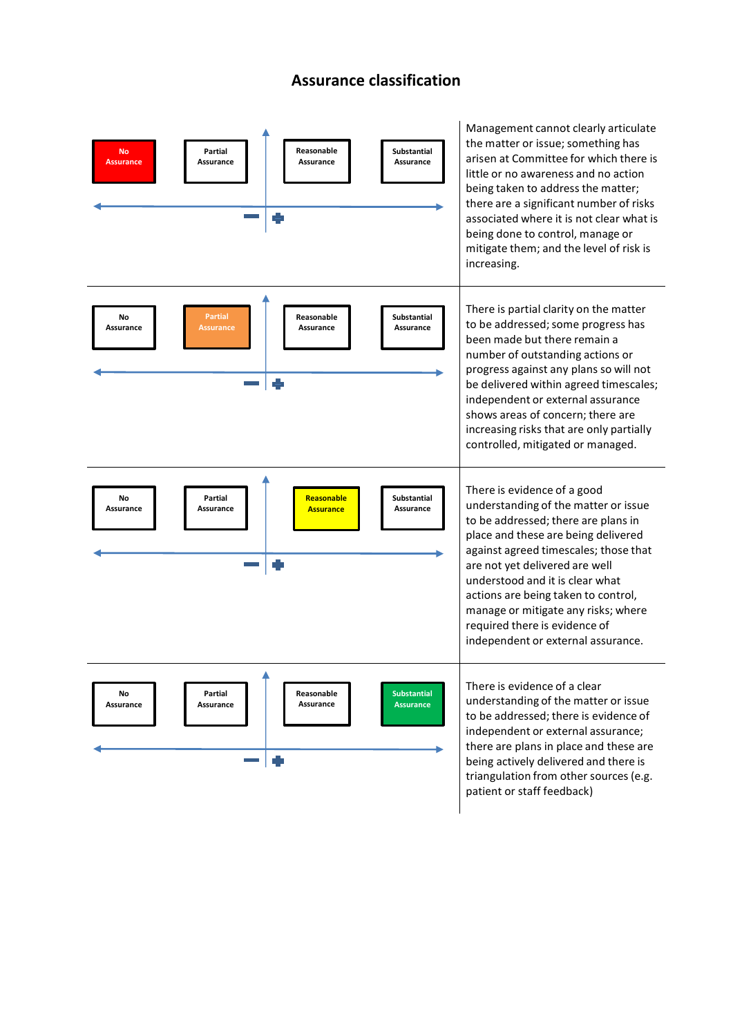# Assurance classification

No Assurance

Partial Assurance

Reasonable Assurance

Substantial Assurance

Management cannot clearly articulate the matter or issue; something has arisen at Committee for which there is little or no awareness and no action being taken to address the matter; there are a significant number of risks associated where it is not clear what is being done to control, manage or mitigate them; and the level of risk is increasing.

No Assurance

Partial Assurance

Reasonable Assurance

Substantial Assurance

There is partial clarity on the matter to be addressed; some progress has been made but there remain a number of outstanding actions or progress against any plans so will not be delivered within agreed timescales; independent or external assurance shows areas of concern; there are increasing risks that are only partially controlled, mitigated or managed.

No Assurance

Partial Assurance

Reasonable Assurance

Substantial Assurance

There is evidence of a good understanding of the matter or issue to be addressed; there are plans in place and these are being delivered against agreed timescales; those that are not yet delivered are well understood and it is clear what actions are being taken to control, manage or mitigate any risks; where required there is evidence of independent or external assurance.

No Assurance

Partial Assurance

Reasonable Assurance

Substantial Assurance

There is evidence of a clear understanding of the matter or issue to be addressed; there is evidence of independent or external assurance; there are plans in place and these are being actively delivered and there is triangulation from other sources (e.g. patient or staff feedback)